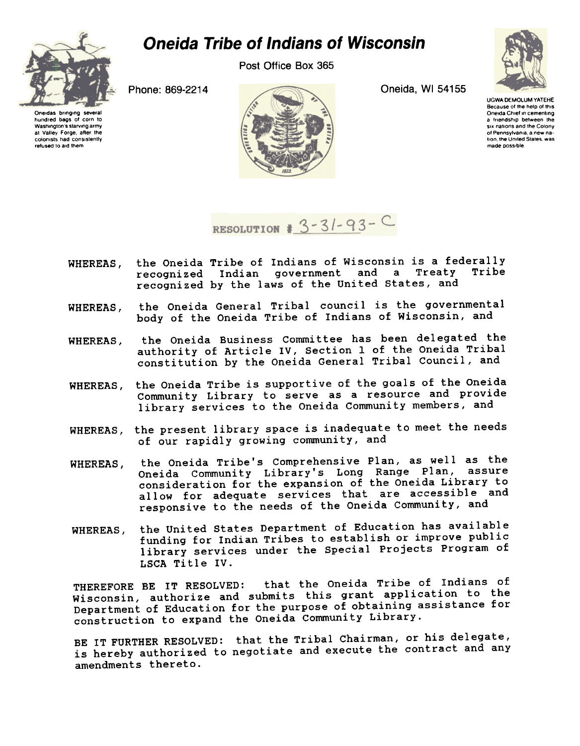# Oneida Tribe of Indians of Wisconsin

Post Office Box 365

Phone: 869-2214

Oneida, WI 54155

Oneidas bringing several hundred bags of corn to Washington's starving army at Valley Forge, after the colonists had consistently refused to aid them

UGWA DEMOLUM YATEHE
Because of the help of this Oneida Chief in cementing a friendship between the six nations and the Colony of Pennsylvania, a new nation, the United States, was made possible

RESOLUTION # 3-31-93-C

WHEREAS, the Oneida Tribe of Indians of Wisconsin is a federally recognized Indian government and a Treaty Tribe recognized by the laws of the United States, and

WHEREAS, the Oneida General Tribal council is the governmental body of the Oneida Tribe of Indians of Wisconsin, and

WHEREAS, the Oneida Business Committee has been delegated the authority of Article IV, Section 1 of the Oneida Tribal constitution by the Oneida General Tribal Council, and

WHEREAS, the Oneida Tribe is supportive of the goals of the Oneida Community Library to serve as a resource and provide library services to the Oneida Community members, and

WHEREAS, the present library space is inadequate to meet the needs of our rapidly growing community, and

WHEREAS, the Oneida Tribe's Comprehensive Plan, as well as the Oneida Community Library's Long Range Plan, assure consideration for the expansion of the Oneida Library to allow for adequate services that are accessible and responsive to the needs of the Oneida Community, and

WHEREAS, the United States Department of Education has available funding for Indian Tribes to establish or improve public library services under the Special Projects Program of LSCA Title IV.

THEREFORE BE IT RESOLVED: that the Oneida Tribe of Indians of Wisconsin, authorize and submits this grant application to the Department of Education for the purpose of obtaining assistance for construction to expand the Oneida Community Library.

BE IT FURTHER RESOLVED: that the Tribal Chairman, or his delegate, is hereby authorized to negotiate and execute the contract and any amendments thereto.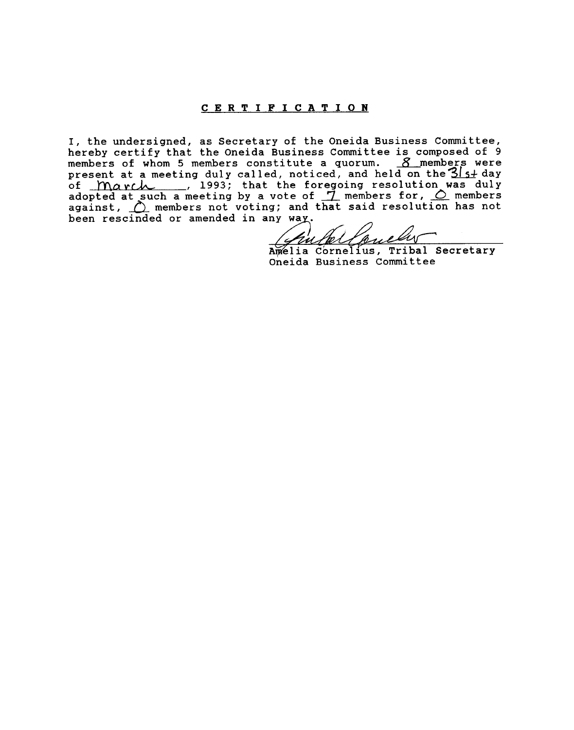# CERTIFICATION

I, the undersigned, as Secretary of the Oneida Business Committee, hereby certify that the Oneida Business Committee is composed of 9 members of whom 5 members constitute a quorum. 8 members were present at a meeting duly called, noticed, and held on the 31st day of March, 1993; that the foregoing resolution was duly adopted at such a meeting by a vote of 7 members for, 0 members against, 0 members not voting; and that said resolution has not been rescinded or amended in any way.

Amelia Cornelius, Tribal Secretary
Oneida Business Committee